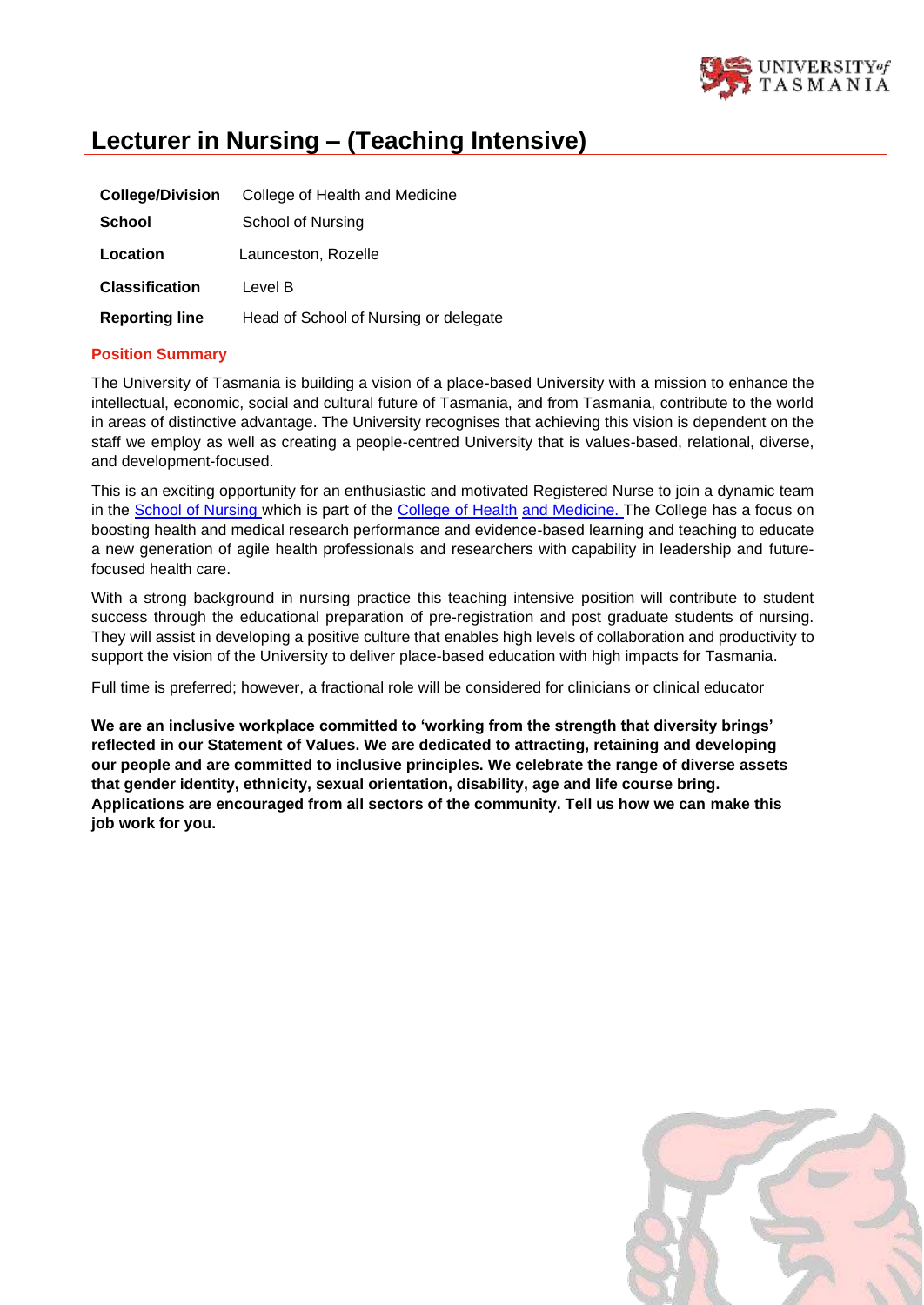# Lecturer in Nursing – (Teaching Intensive)

| | |
|---|---|
| **College/Division** | College of Health and Medicine |
| **School** | School of Nursing |
| **Location** | Launceston, Rozelle |
| **Classification** | Level B |
| **Reporting line** | Head of School of Nursing or delegate |

## Position Summary

The University of Tasmania is building a vision of a place-based University with a mission to enhance the intellectual, economic, social and cultural future of Tasmania, and from Tasmania, contribute to the world in areas of distinctive advantage. The University recognises that achieving this vision is dependent on the staff we employ as well as creating a people-centred University that is values-based, relational, diverse, and development-focused.

This is an exciting opportunity for an enthusiastic and motivated Registered Nurse to join a dynamic team in the School of Nursing which is part of the College of Health and Medicine. The College has a focus on boosting health and medical research performance and evidence-based learning and teaching to educate a new generation of agile health professionals and researchers with capability in leadership and future-focused health care.

With a strong background in nursing practice this teaching intensive position will contribute to student success through the educational preparation of pre-registration and post graduate students of nursing. They will assist in developing a positive culture that enables high levels of collaboration and productivity to support the vision of the University to deliver place-based education with high impacts for Tasmania.

Full time is preferred; however, a fractional role will be considered for clinicians or clinical educator

**We are an inclusive workplace committed to 'working from the strength that diversity brings' reflected in our Statement of Values. We are dedicated to attracting, retaining and developing our people and are committed to inclusive principles. We celebrate the range of diverse assets that gender identity, ethnicity, sexual orientation, disability, age and life course bring. Applications are encouraged from all sectors of the community. Tell us how we can make this job work for you.**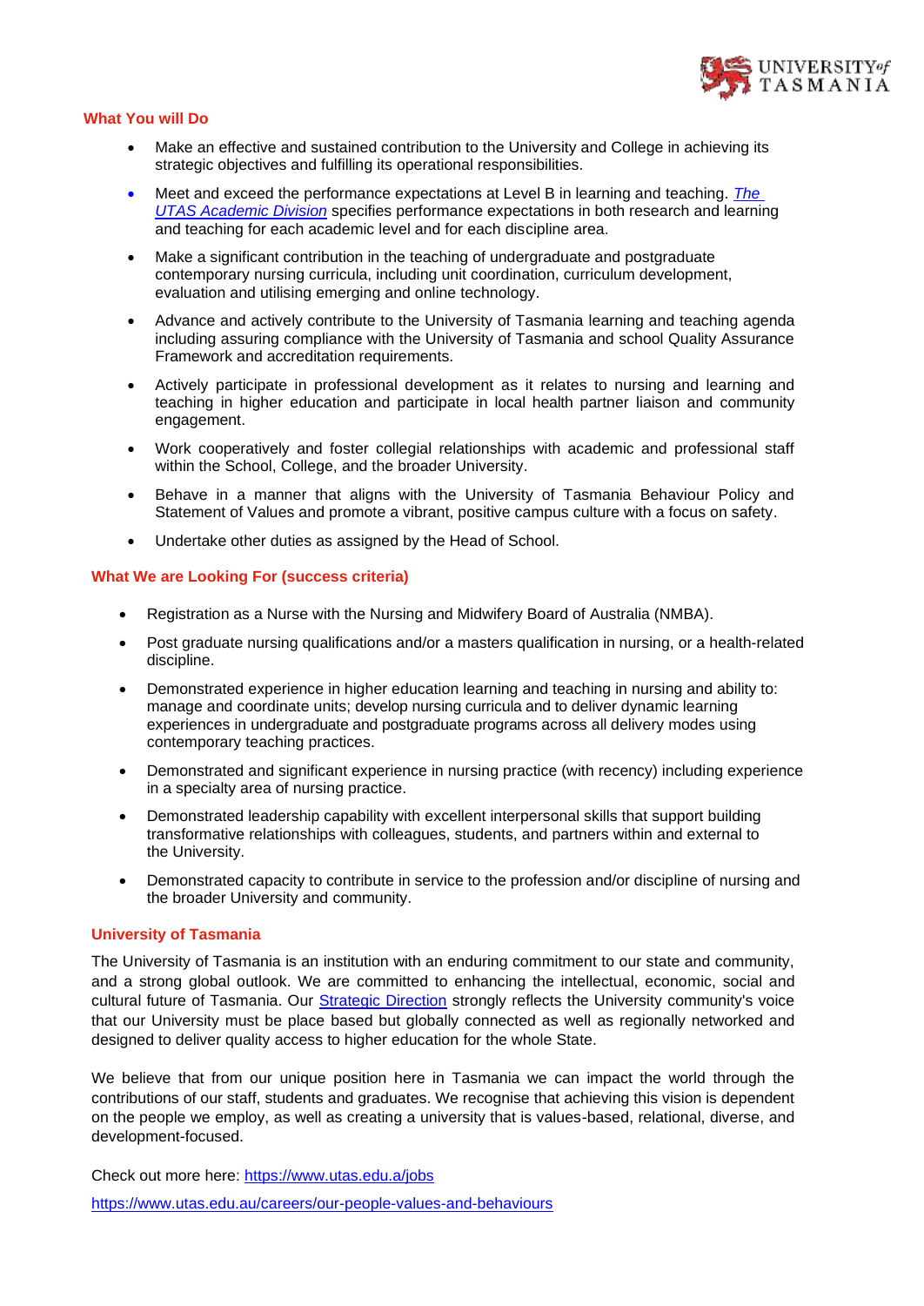## What You will Do

- Make an effective and sustained contribution to the University and College in achieving its strategic objectives and fulfilling its operational responsibilities.
- Meet and exceed the performance expectations at Level B in learning and teaching. *[The UTAS Academic Division]* specifies performance expectations in both research and learning and teaching for each academic level and for each discipline area.
- Make a significant contribution in the teaching of undergraduate and postgraduate contemporary nursing curricula, including unit coordination, curriculum development, evaluation and utilising emerging and online technology.
- Advance and actively contribute to the University of Tasmania learning and teaching agenda including assuring compliance with the University of Tasmania and school Quality Assurance Framework and accreditation requirements.
- Actively participate in professional development as it relates to nursing and learning and teaching in higher education and participate in local health partner liaison and community engagement.
- Work cooperatively and foster collegial relationships with academic and professional staff within the School, College, and the broader University.
- Behave in a manner that aligns with the University of Tasmania Behaviour Policy and Statement of Values and promote a vibrant, positive campus culture with a focus on safety.
- Undertake other duties as assigned by the Head of School.

## What We are Looking For (success criteria)

- Registration as a Nurse with the Nursing and Midwifery Board of Australia (NMBA).
- Post graduate nursing qualifications and/or a masters qualification in nursing, or a health-related discipline.
- Demonstrated experience in higher education learning and teaching in nursing and ability to: manage and coordinate units; develop nursing curricula and to deliver dynamic learning experiences in undergraduate and postgraduate programs across all delivery modes using contemporary teaching practices.
- Demonstrated and significant experience in nursing practice (with recency) including experience in a specialty area of nursing practice.
- Demonstrated leadership capability with excellent interpersonal skills that support building transformative relationships with colleagues, students, and partners within and external to the University.
- Demonstrated capacity to contribute in service to the profession and/or discipline of nursing and the broader University and community.

## University of Tasmania

The University of Tasmania is an institution with an enduring commitment to our state and community, and a strong global outlook. We are committed to enhancing the intellectual, economic, social and cultural future of Tasmania. Our [Strategic Direction] strongly reflects the University community's voice that our University must be place based but globally connected as well as regionally networked and designed to deliver quality access to higher education for the whole State.

We believe that from our unique position here in Tasmania we can impact the world through the contributions of our staff, students and graduates. We recognise that achieving this vision is dependent on the people we employ, as well as creating a university that is values-based, relational, diverse, and development-focused.

Check out more here: https://www.utas.edu.a/jobs

https://www.utas.edu.au/careers/our-people-values-and-behaviours